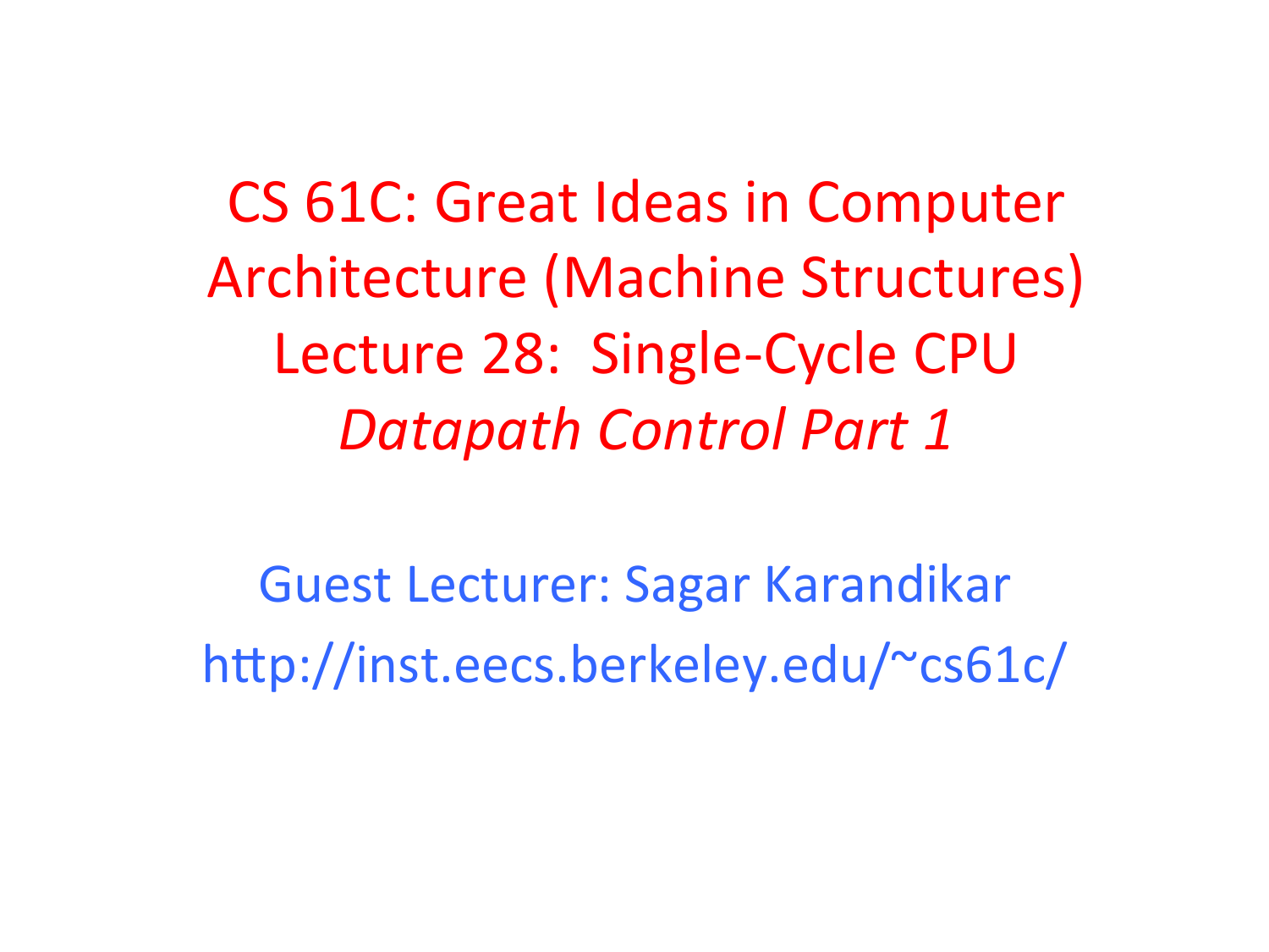# CS 61C: Great Ideas in Computer Architecture (Machine Structures)
# Lecture 28: Single-Cycle CPU
## *Datapath Control Part 1*

Guest Lecturer: Sagar Karandikar

http://inst.eecs.berkeley.edu/~cs61c/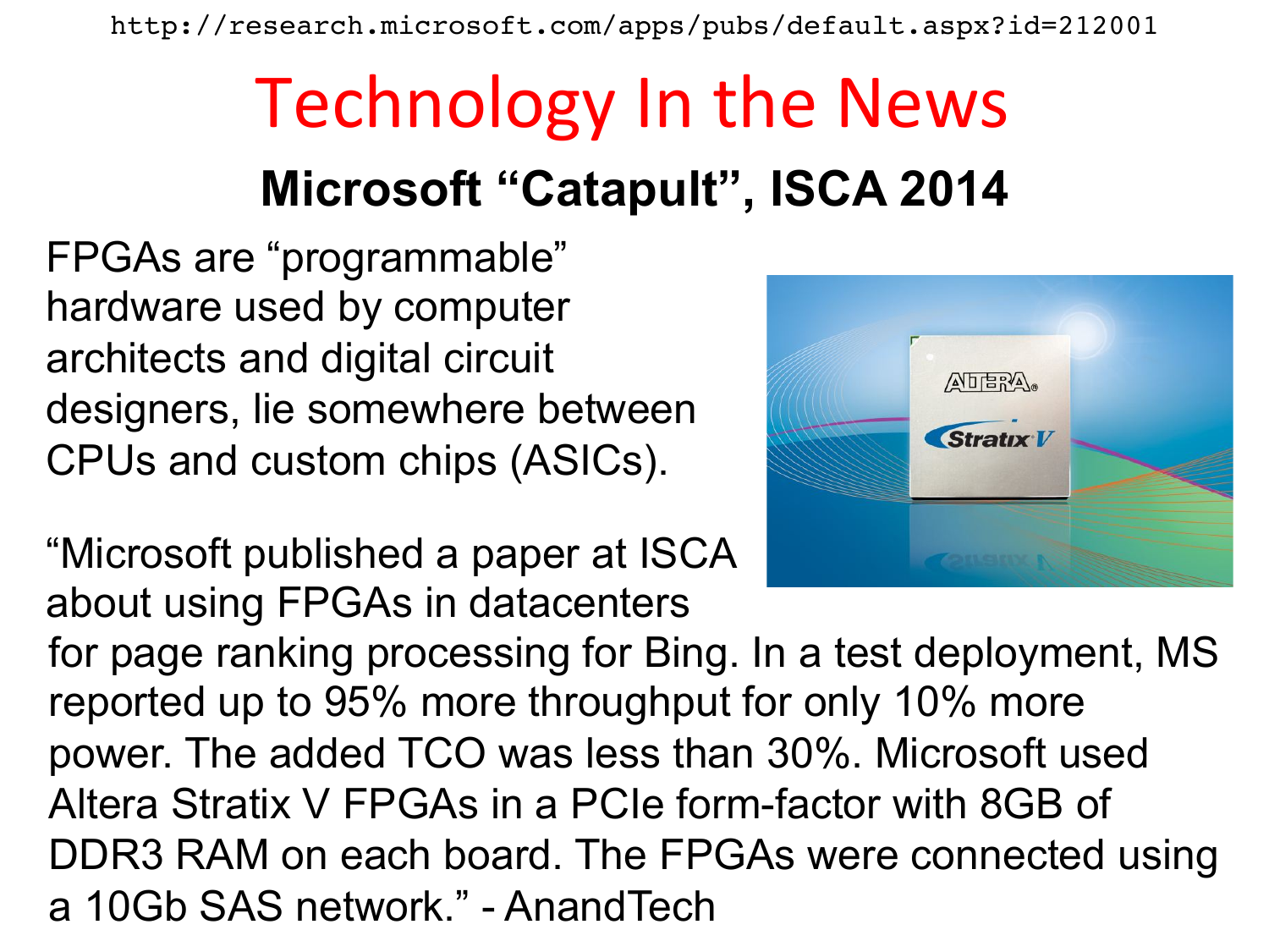http://research.microsoft.com/apps/pubs/default.aspx?id=212001

# Technology In the News

## Microsoft "Catapult", ISCA 2014

FPGAs are "programmable" hardware used by computer architects and digital circuit designers, lie somewhere between CPUs and custom chips (ASICs).

"Microsoft published a paper at ISCA about using FPGAs in datacenters for page ranking processing for Bing. In a test deployment, MS reported up to 95% more throughput for only 10% more power. The added TCO was less than 30%. Microsoft used Altera Stratix V FPGAs in a PCIe form-factor with 8GB of DDR3 RAM on each board. The FPGAs were connected using a 10Gb SAS network." - AnandTech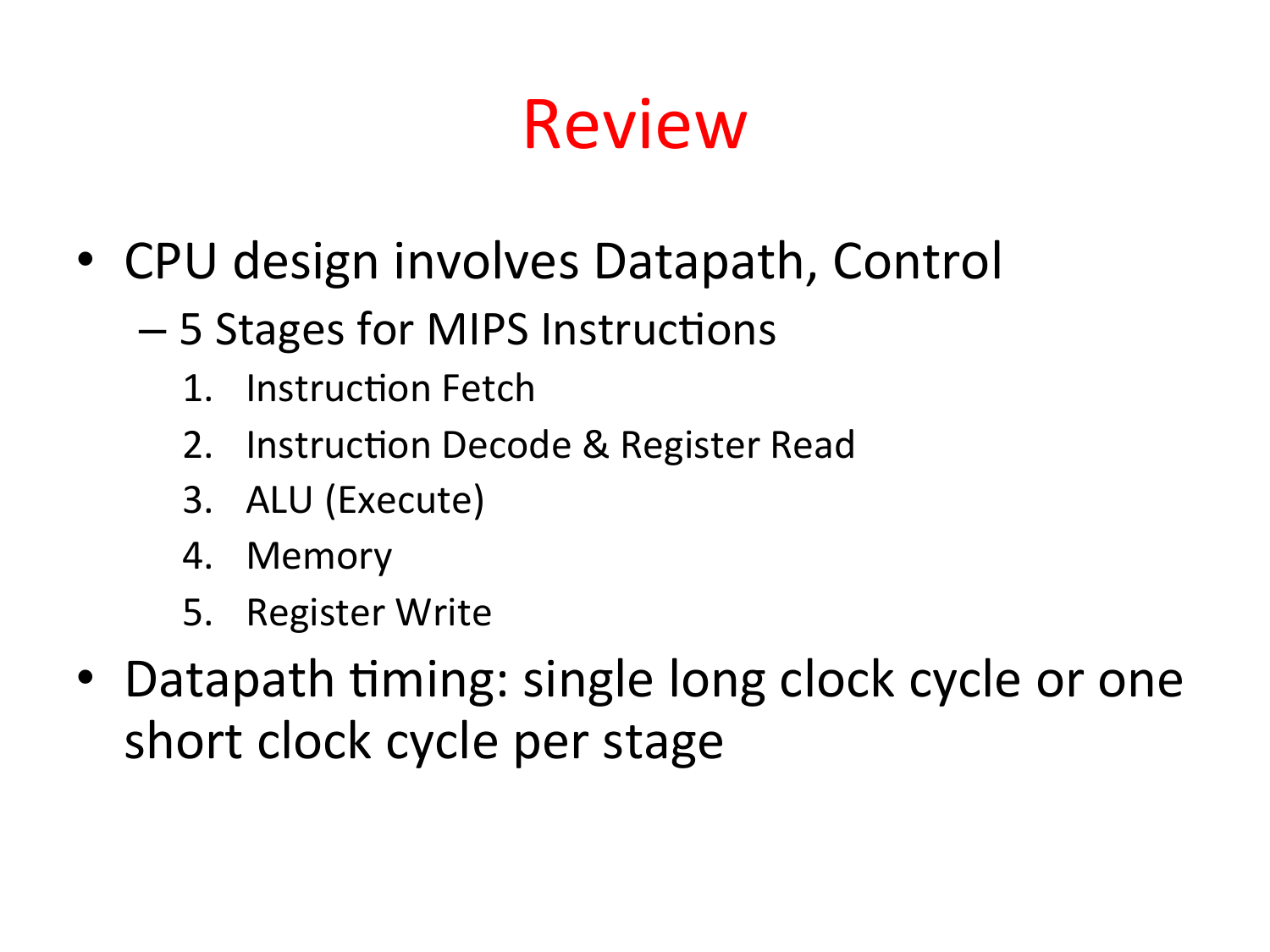# Review

- CPU design involves Datapath, Control
  - 5 Stages for MIPS Instructions
    1. Instruction Fetch
    2. Instruction Decode & Register Read
    3. ALU (Execute)
    4. Memory
    5. Register Write
- Datapath timing: single long clock cycle or one short clock cycle per stage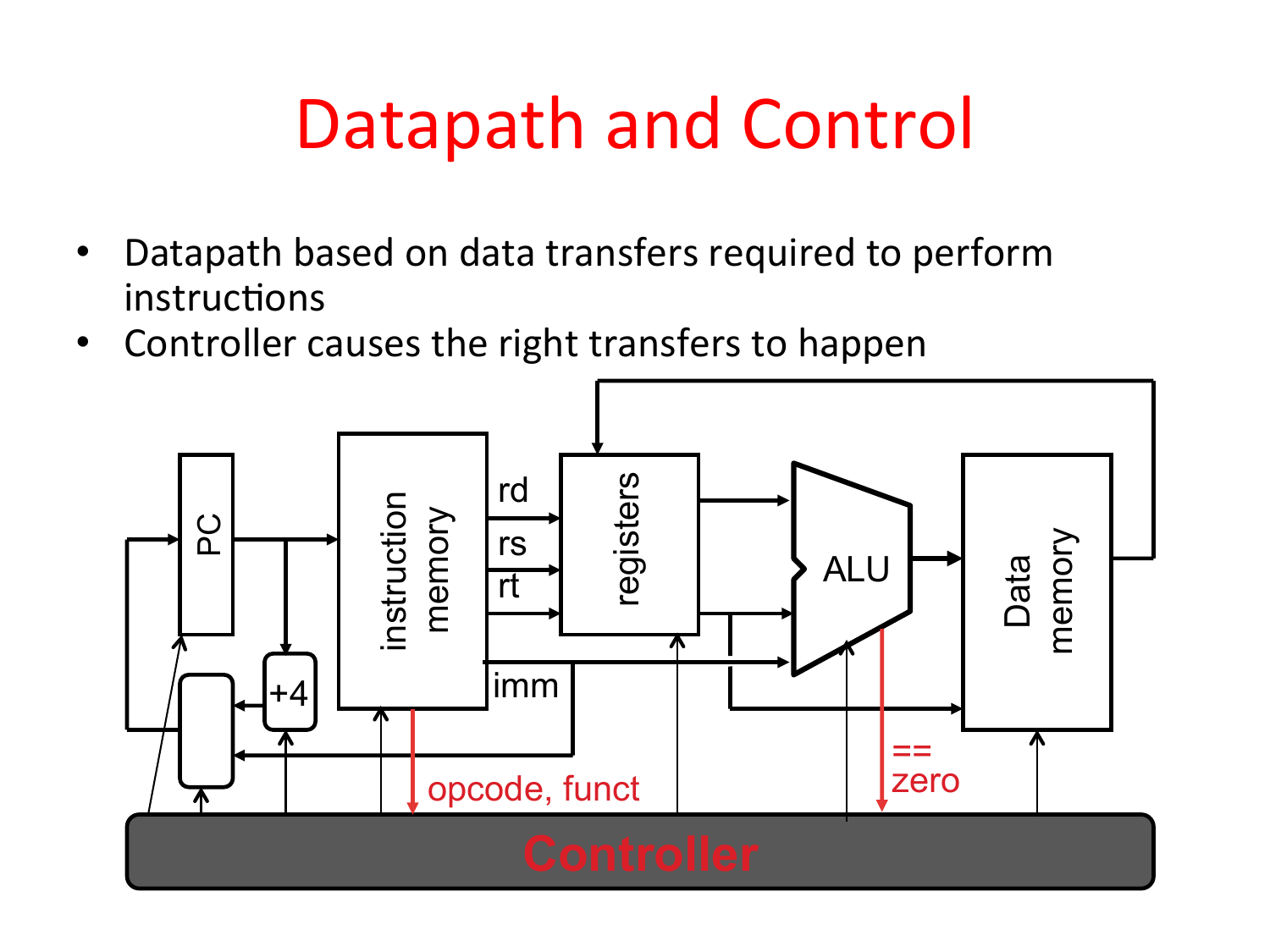# Datapath and Control

- Datapath based on data transfers required to perform instructions
- Controller causes the right transfers to happen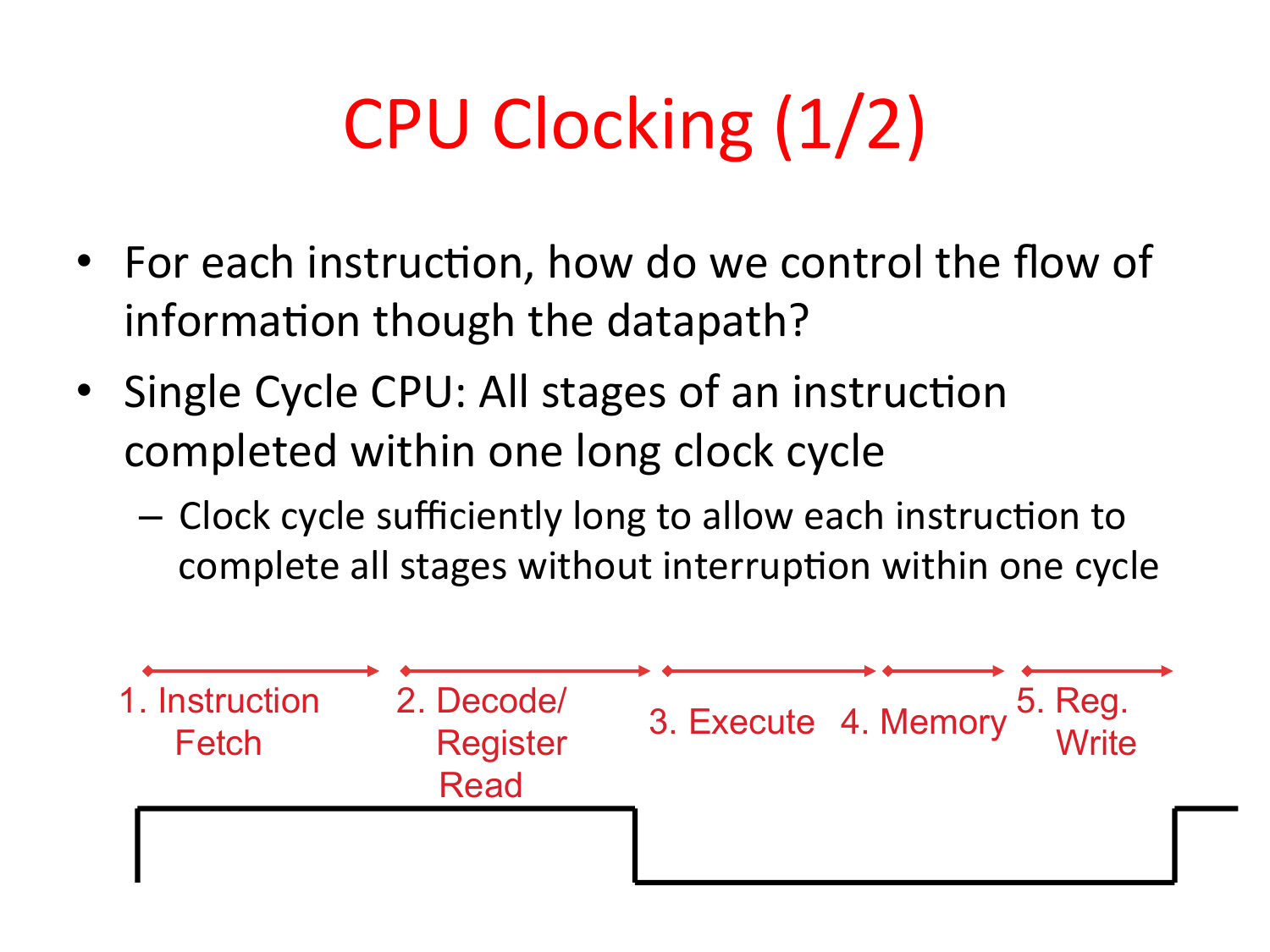# CPU Clocking (1/2)

- For each instruction, how do we control the flow of information though the datapath?
- Single Cycle CPU: All stages of an instruction completed within one long clock cycle
  – Clock cycle sufficiently long to allow each instruction to complete all stages without interruption within one cycle

1. Instruction Fetch
2. Decode/ Register Read
3. Execute
4. Memory
5. Reg. Write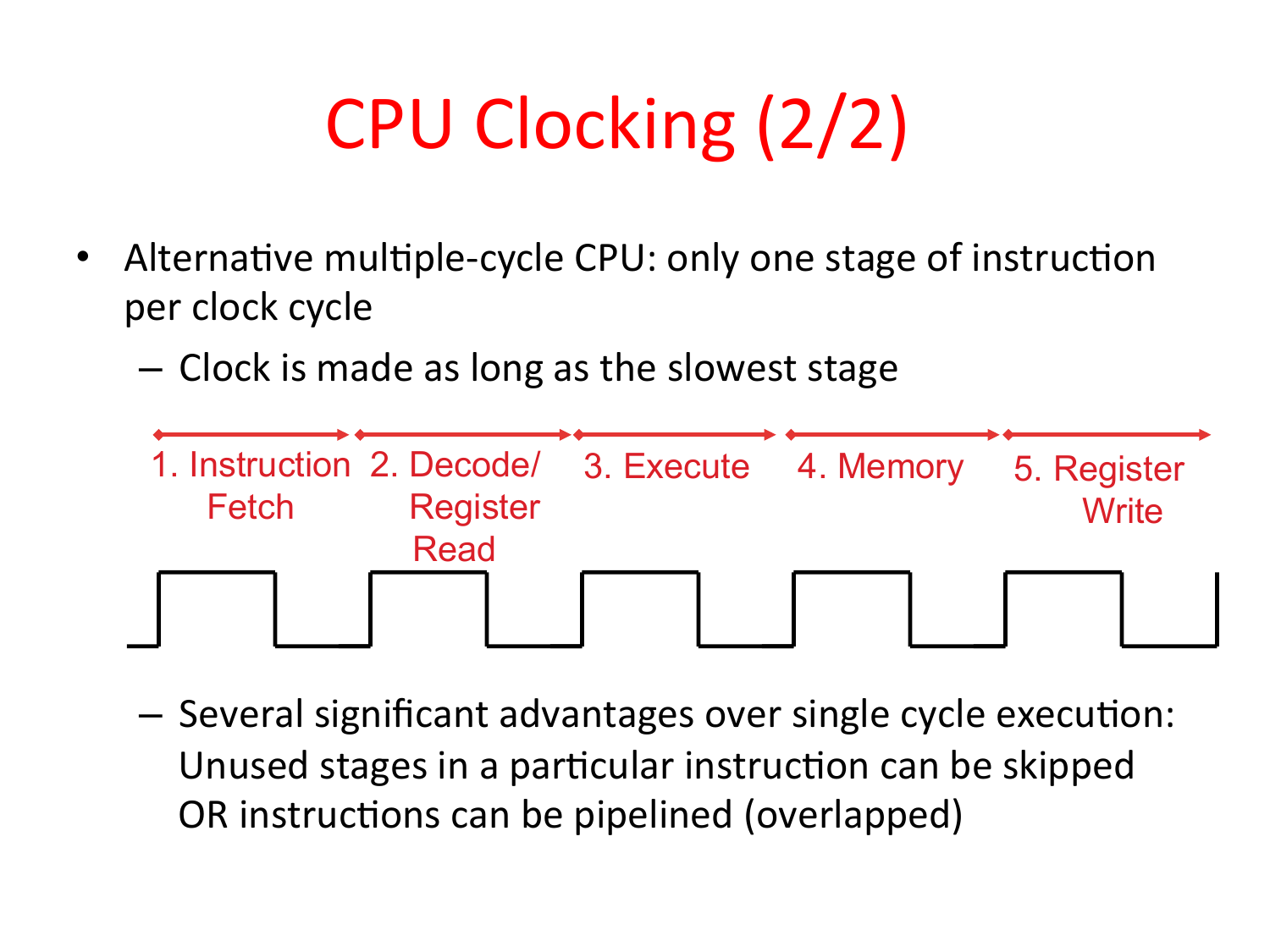# CPU Clocking (2/2)

- Alternative multiple-cycle CPU: only one stage of instruction per clock cycle
  - Clock is made as long as the slowest stage

1. Instruction Fetch
2. Decode/ Register Read
3. Execute
4. Memory
5. Register Write

  - Several significant advantages over single cycle execution: Unused stages in a particular instruction can be skipped OR instructions can be pipelined (overlapped)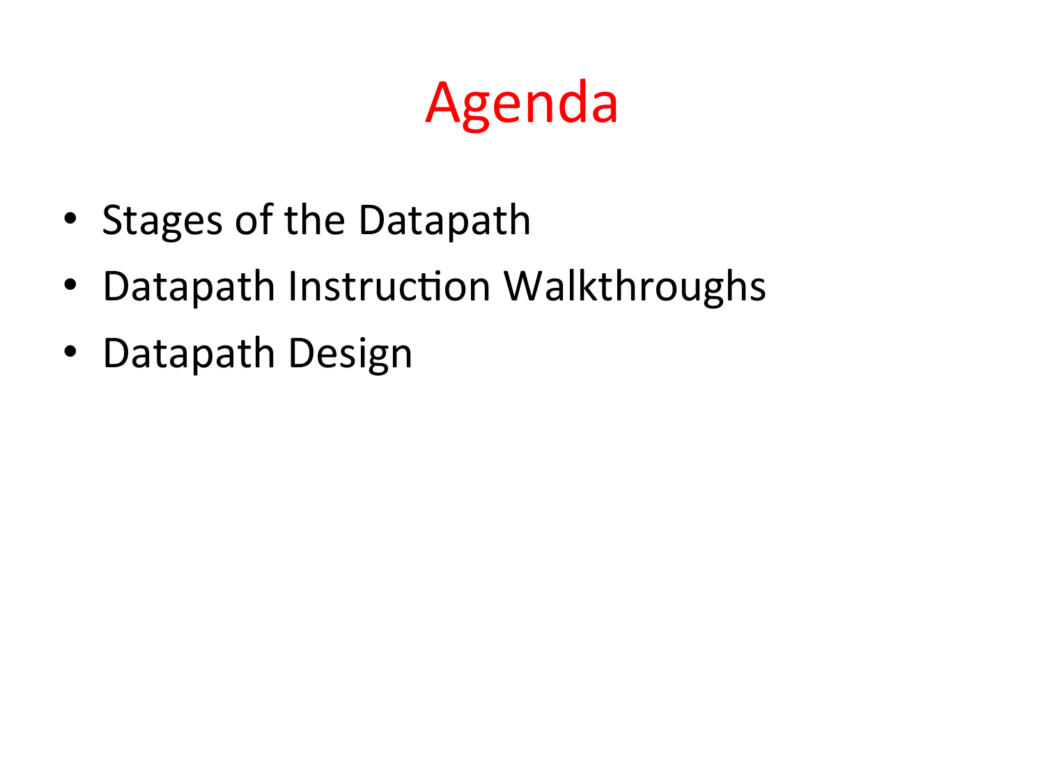# Agenda

- Stages of the Datapath
- Datapath Instruction Walkthroughs
- Datapath Design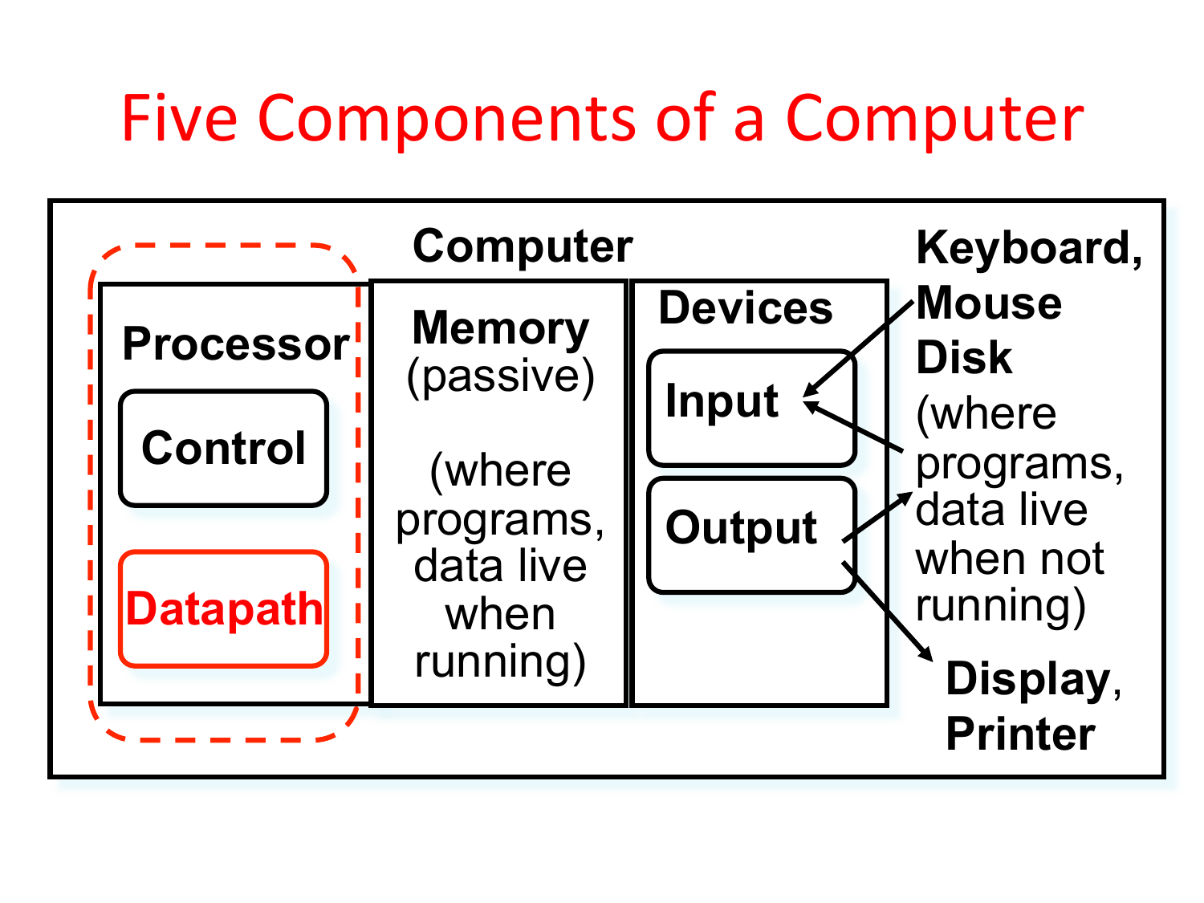# Five Components of a Computer

**Computer**

**Processor**
- **Control**
- **Datapath**

**Memory** (passive)

(where programs, data live when running)

**Devices**
- **Input**
- **Output**

**Keyboard, Mouse**

**Disk** (where programs, data live when not running)

**Display, Printer**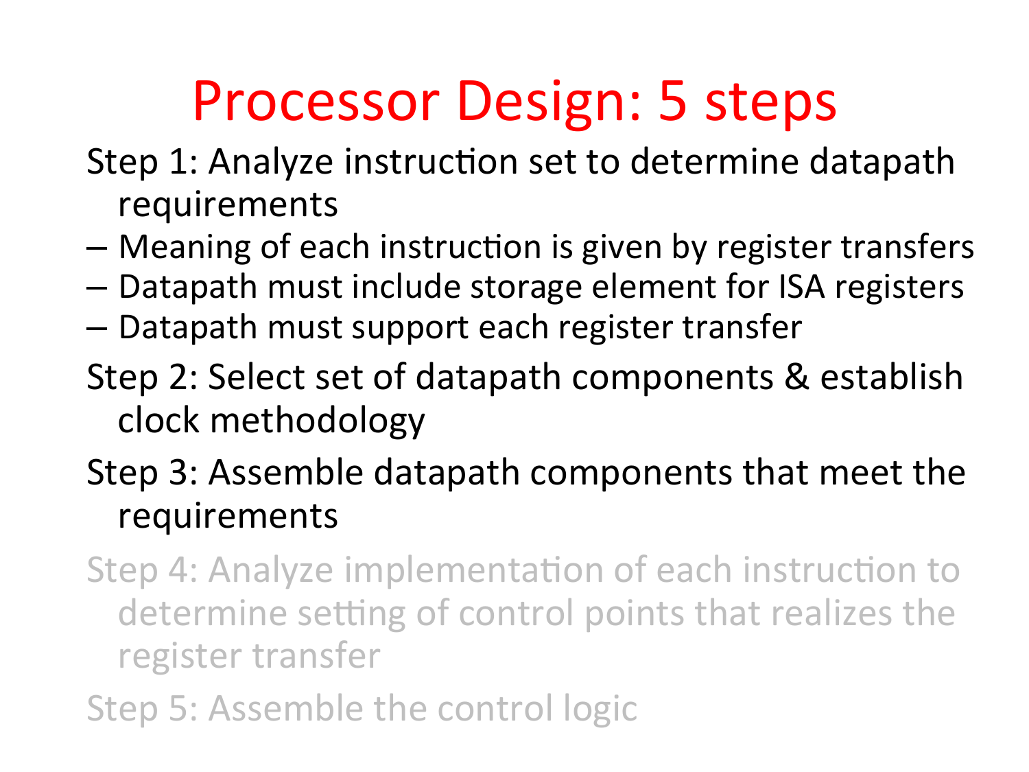# Processor Design: 5 steps

Step 1: Analyze instruction set to determine datapath requirements

- Meaning of each instruction is given by register transfers
- Datapath must include storage element for ISA registers
- Datapath must support each register transfer

Step 2: Select set of datapath components & establish clock methodology

Step 3: Assemble datapath components that meet the requirements

Step 4: Analyze implementation of each instruction to determine setting of control points that realizes the register transfer

Step 5: Assemble the control logic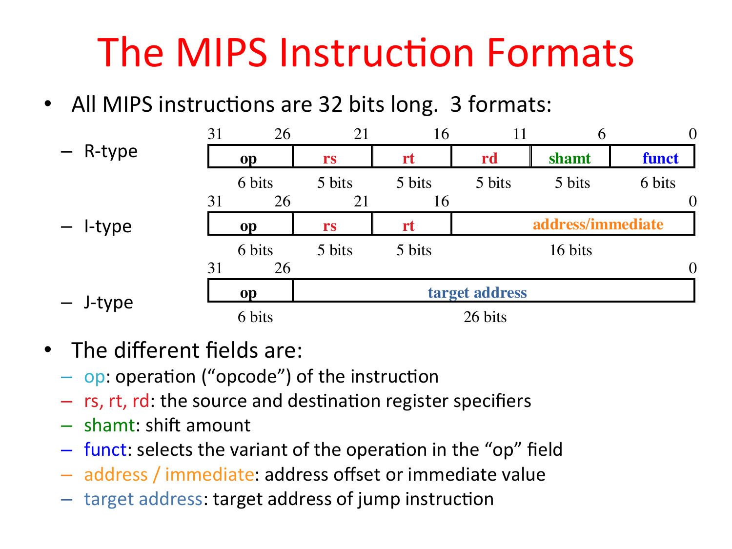# The MIPS Instruction Formats

- All MIPS instructions are 32 bits long. 3 formats:
  - R-type

| 31–26 | 25–21 | 20–16 | 15–11 | 10–6 | 5–0 |
|---|---|---|---|---|---|
| op | rs | rt | rd | shamt | funct |
| 6 bits | 5 bits | 5 bits | 5 bits | 5 bits | 6 bits |

  - I-type

| 31–26 | 25–21 | 20–16 | 15–0 |
|---|---|---|---|
| op | rs | rt | address/immediate |
| 6 bits | 5 bits | 5 bits | 16 bits |

  - J-type

| 31–26 | 25–0 |
|---|---|
| op | target address |
| 6 bits | 26 bits |

- The different fields are:
  - op: operation ("opcode") of the instruction
  - rs, rt, rd: the source and destination register specifiers
  - shamt: shift amount
  - funct: selects the variant of the operation in the "op" field
  - address / immediate: address offset or immediate value
  - target address: target address of jump instruction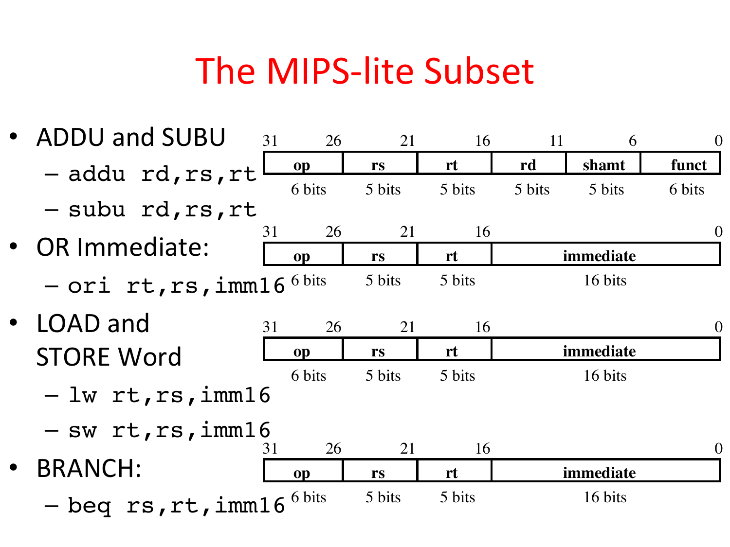# The MIPS-lite Subset

- ADDU and SUBU
  - `addu rd,rs,rt`
  - `subu rd,rs,rt`

| op (31–26) | rs (25–21) | rt (20–16) | rd (15–11) | shamt (10–6) | funct (5–0) |
|---|---|---|---|---|---|
| 6 bits | 5 bits | 5 bits | 5 bits | 5 bits | 6 bits |

- OR Immediate:
  - `ori rt,rs,imm16`

| op (31–26) | rs (25–21) | rt (20–16) | immediate (15–0) |
|---|---|---|---|
| 6 bits | 5 bits | 5 bits | 16 bits |

- LOAD and STORE Word
  - `lw rt,rs,imm16`
  - `sw rt,rs,imm16`

| op (31–26) | rs (25–21) | rt (20–16) | immediate (15–0) |
|---|---|---|---|
| 6 bits | 5 bits | 5 bits | 16 bits |

- BRANCH:
  - `beq rs,rt,imm16`

| op (31–26) | rs (25–21) | rt (20–16) | immediate (15–0) |
|---|---|---|---|
| 6 bits | 5 bits | 5 bits | 16 bits |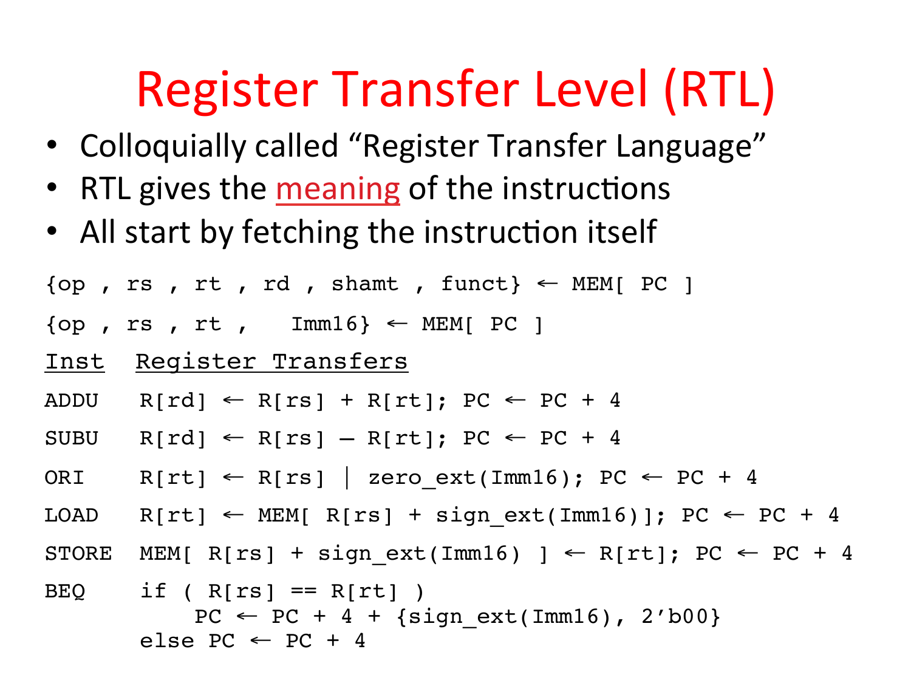# Register Transfer Level (RTL)

- Colloquially called "Register Transfer Language"
- RTL gives the meaning of the instructions
- All start by fetching the instruction itself

```
{op , rs , rt , rd , shamt , funct} ← MEM[ PC ]
{op , rs , rt ,   Imm16} ← MEM[ PC ]
```

```
Inst   Register Transfers
ADDU   R[rd] ← R[rs] + R[rt]; PC ← PC + 4
SUBU   R[rd] ← R[rs] – R[rt]; PC ← PC + 4
ORI    R[rt] ← R[rs] | zero_ext(Imm16); PC ← PC + 4
LOAD   R[rt] ← MEM[ R[rs] + sign_ext(Imm16)]; PC ← PC + 4
STORE  MEM[ R[rs] + sign_ext(Imm16) ] ← R[rt]; PC ← PC + 4
BEQ    if ( R[rs] == R[rt] )
           PC ← PC + 4 + {sign_ext(Imm16), 2'b00}
       else PC ← PC + 4
```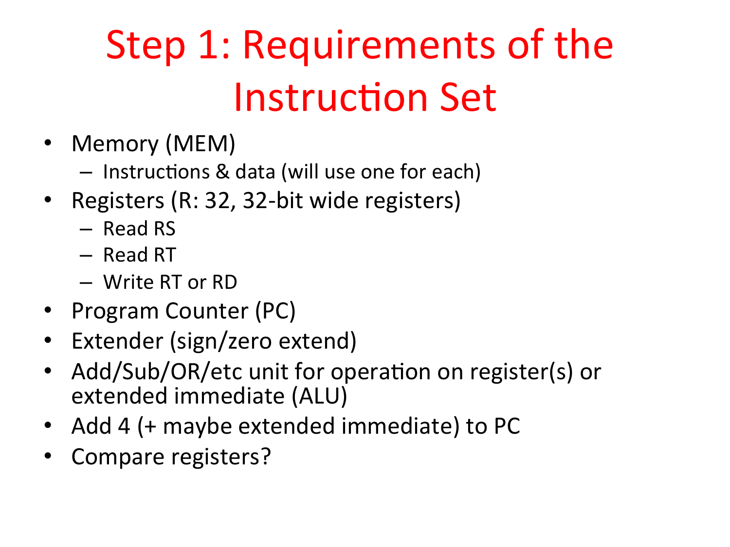# Step 1: Requirements of the Instruction Set

- Memory (MEM)
  - Instructions & data (will use one for each)
- Registers (R: 32, 32-bit wide registers)
  - Read RS
  - Read RT
  - Write RT or RD
- Program Counter (PC)
- Extender (sign/zero extend)
- Add/Sub/OR/etc unit for operation on register(s) or extended immediate (ALU)
- Add 4 (+ maybe extended immediate) to PC
- Compare registers?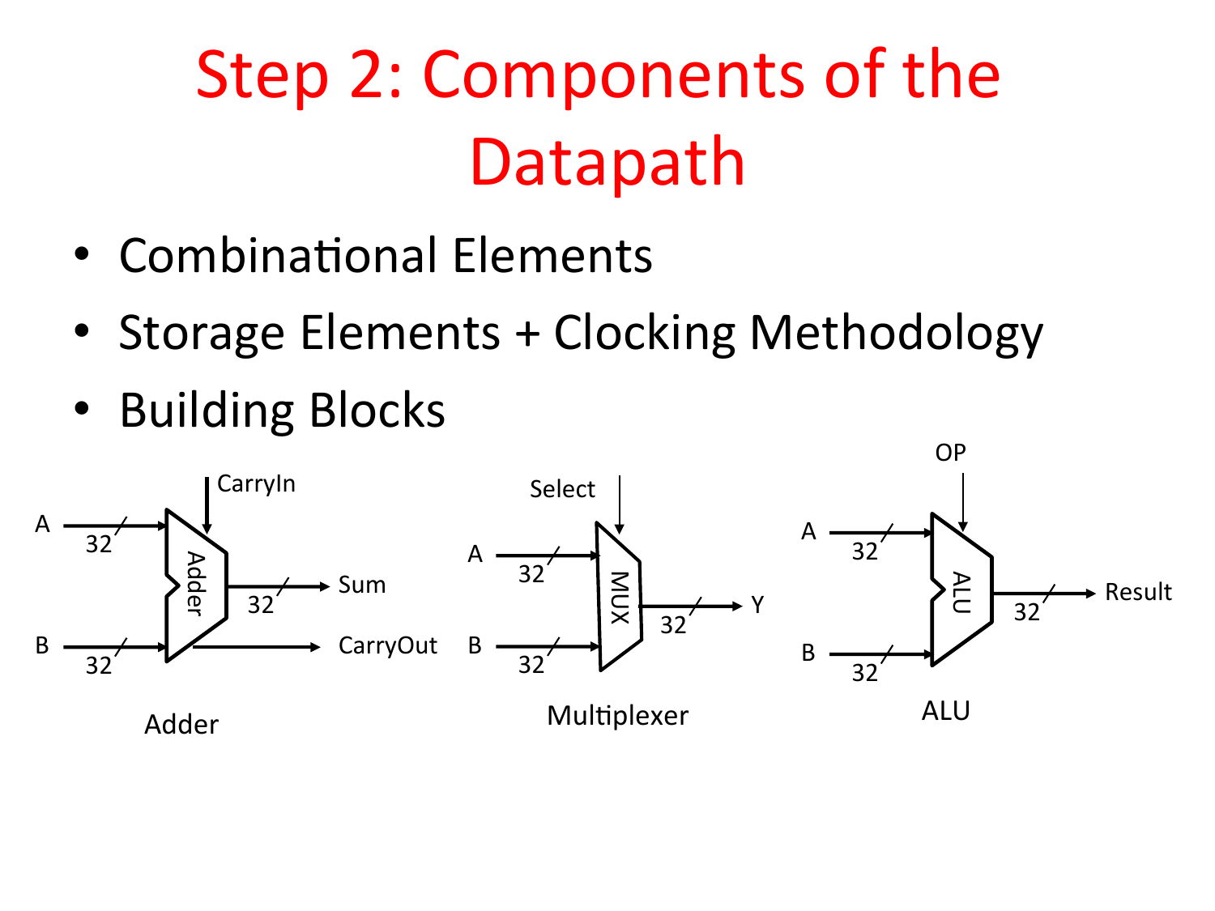# Step 2: Components of the Datapath

- Combinational Elements
- Storage Elements + Clocking Methodology
- Building Blocks

Adder

Multiplexer

ALU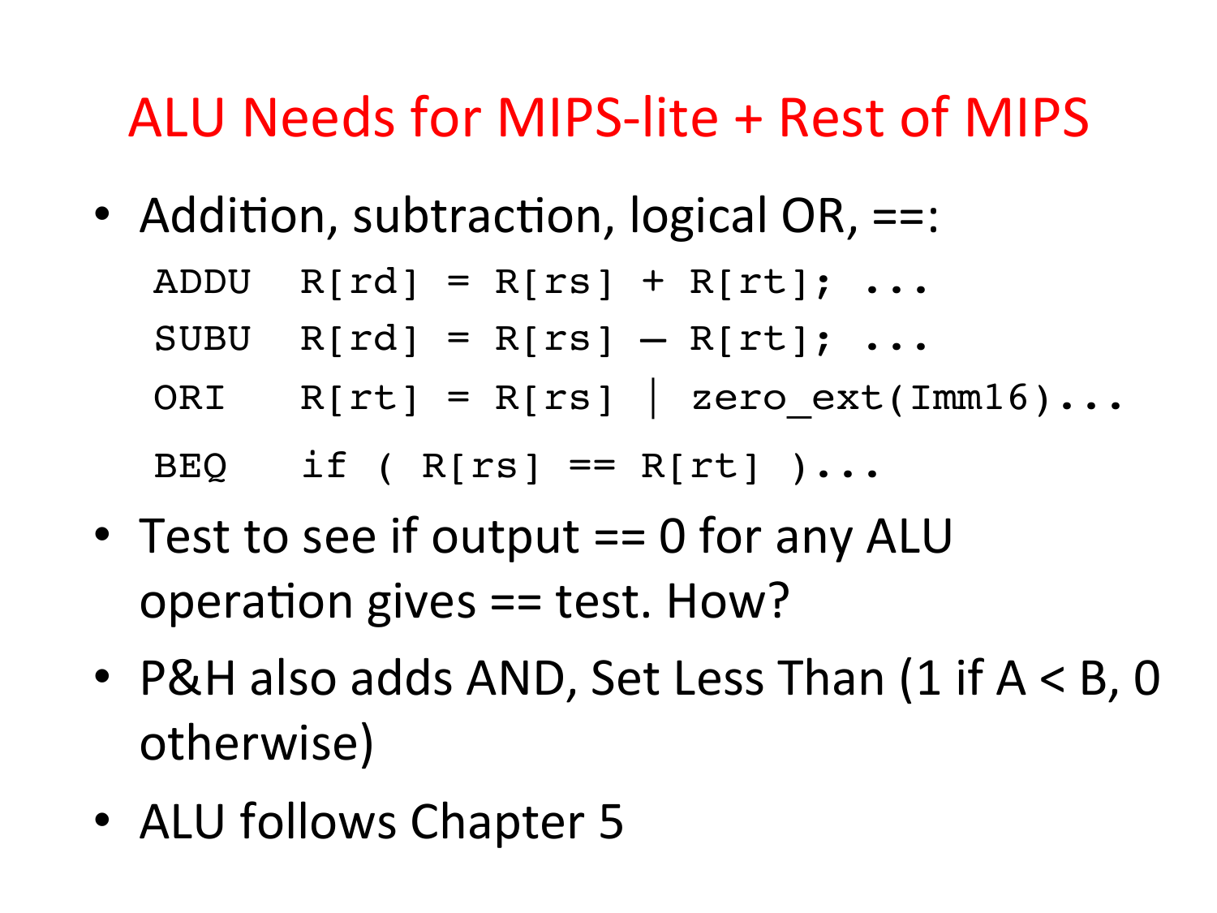# ALU Needs for MIPS-lite + Rest of MIPS

- Addition, subtraction, logical OR, ==:

```
ADDU  R[rd] = R[rs] + R[rt]; ...
SUBU  R[rd] = R[rs] – R[rt]; ...
ORI   R[rt] = R[rs] | zero_ext(Imm16)...
BEQ   if ( R[rs] == R[rt] )...
```

- Test to see if output == 0 for any ALU operation gives == test. How?
- P&H also adds AND, Set Less Than (1 if A < B, 0 otherwise)
- ALU follows Chapter 5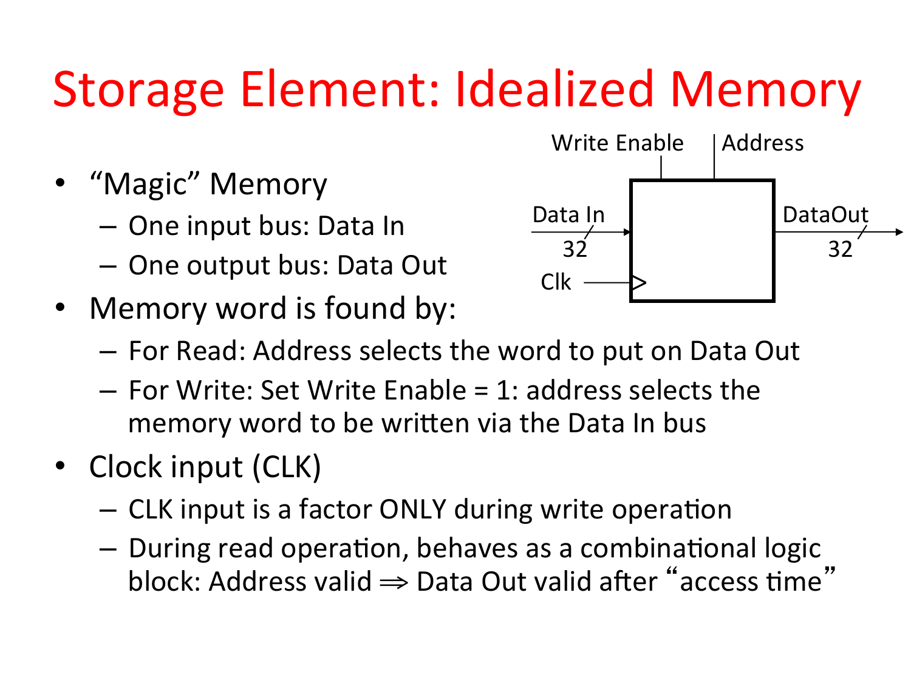# Storage Element: Idealized Memory

- "Magic" Memory
  - One input bus: Data In
  - One output bus: Data Out
- Memory word is found by:
  - For Read: Address selects the word to put on Data Out
  - For Write: Set Write Enable = 1: address selects the memory word to be written via the Data In bus
- Clock input (CLK)
  - CLK input is a factor ONLY during write operation
  - During read operation, behaves as a combinational logic block: Address valid ⇒ Data Out valid after "access time"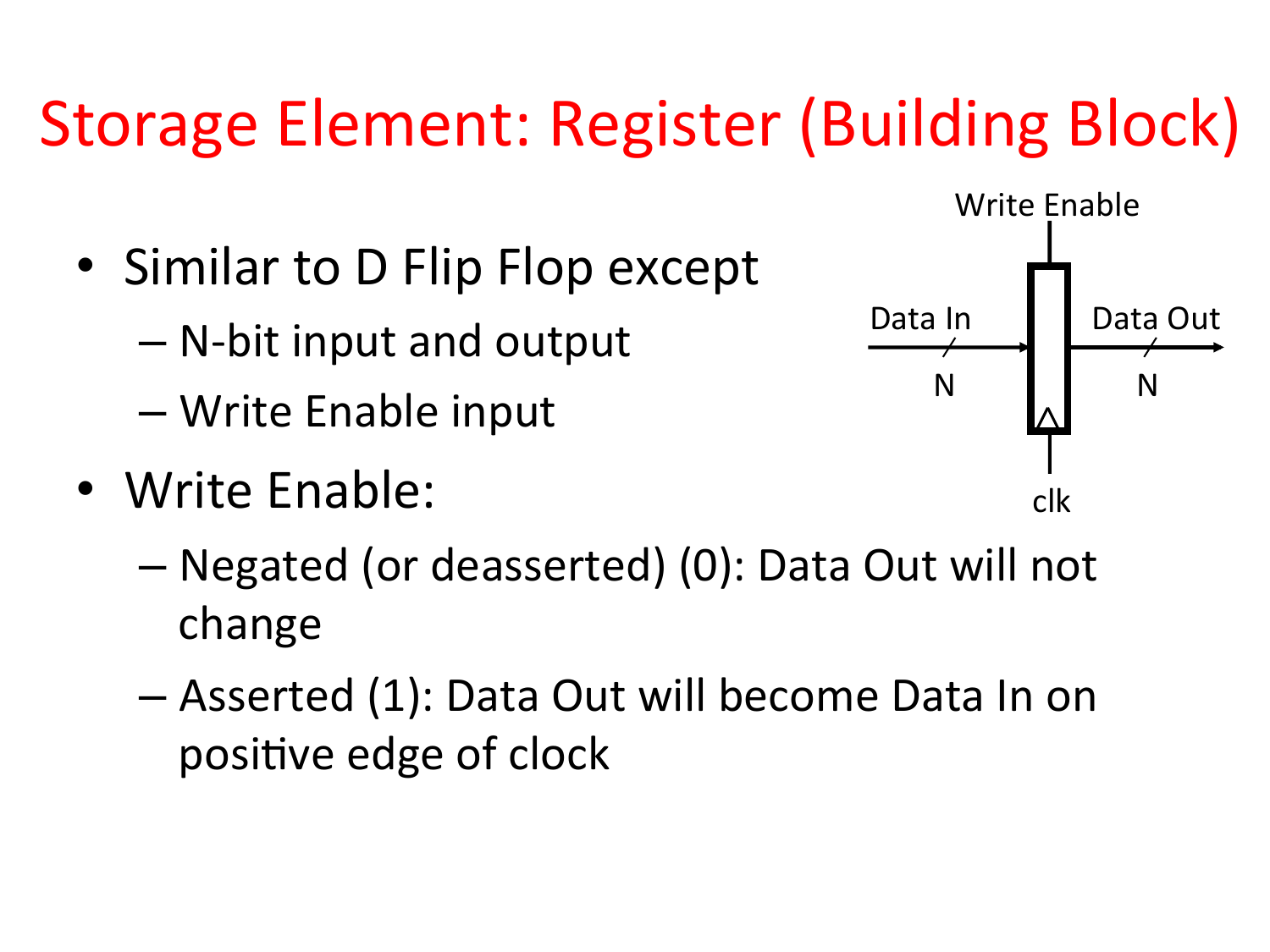# Storage Element: Register (Building Block)

- Similar to D Flip Flop except
  - N-bit input and output
  - Write Enable input
- Write Enable:
  - Negated (or deasserted) (0): Data Out will not change
  - Asserted (1): Data Out will become Data In on positive edge of clock

Write Enable

Data In

N

Data Out

N

clk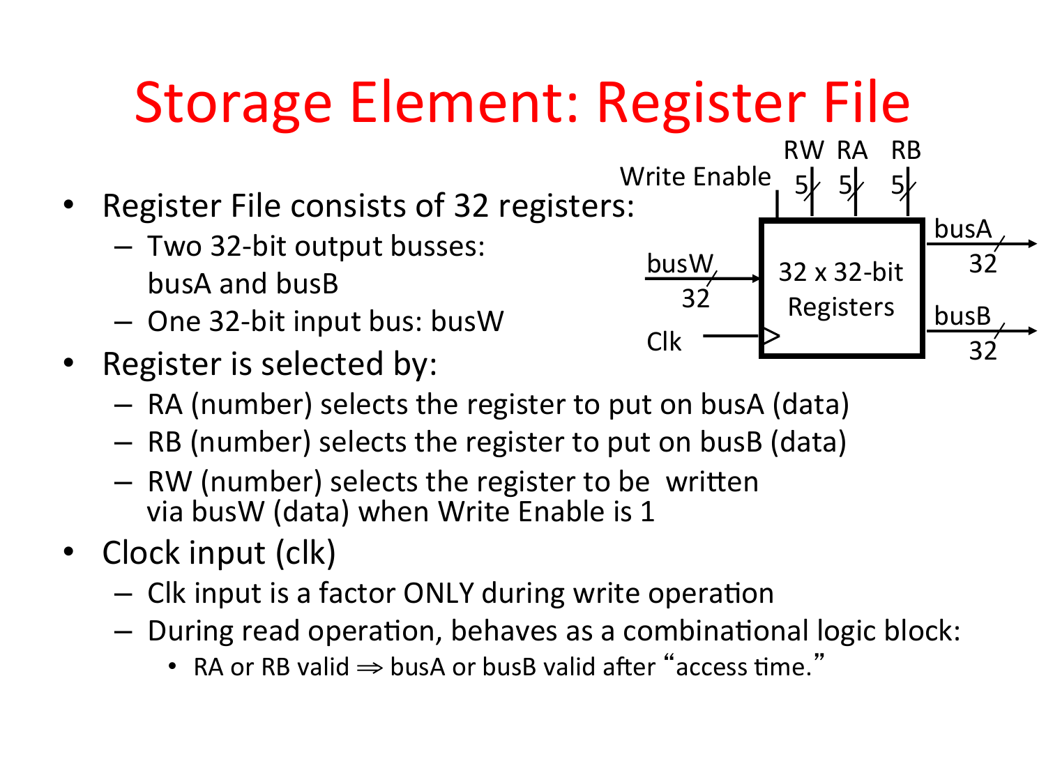# Storage Element: Register File

- Register File consists of 32 registers:
  - Two 32-bit output busses: busA and busB
  - One 32-bit input bus: busW
- Register is selected by:
  - RA (number) selects the register to put on busA (data)
  - RB (number) selects the register to put on busB (data)
  - RW (number) selects the register to be written via busW (data) when Write Enable is 1
- Clock input (clk)
  - Clk input is a factor ONLY during write operation
  - During read operation, behaves as a combinational logic block:
    - RA or RB valid $\Rightarrow$ busA or busB valid after "access time."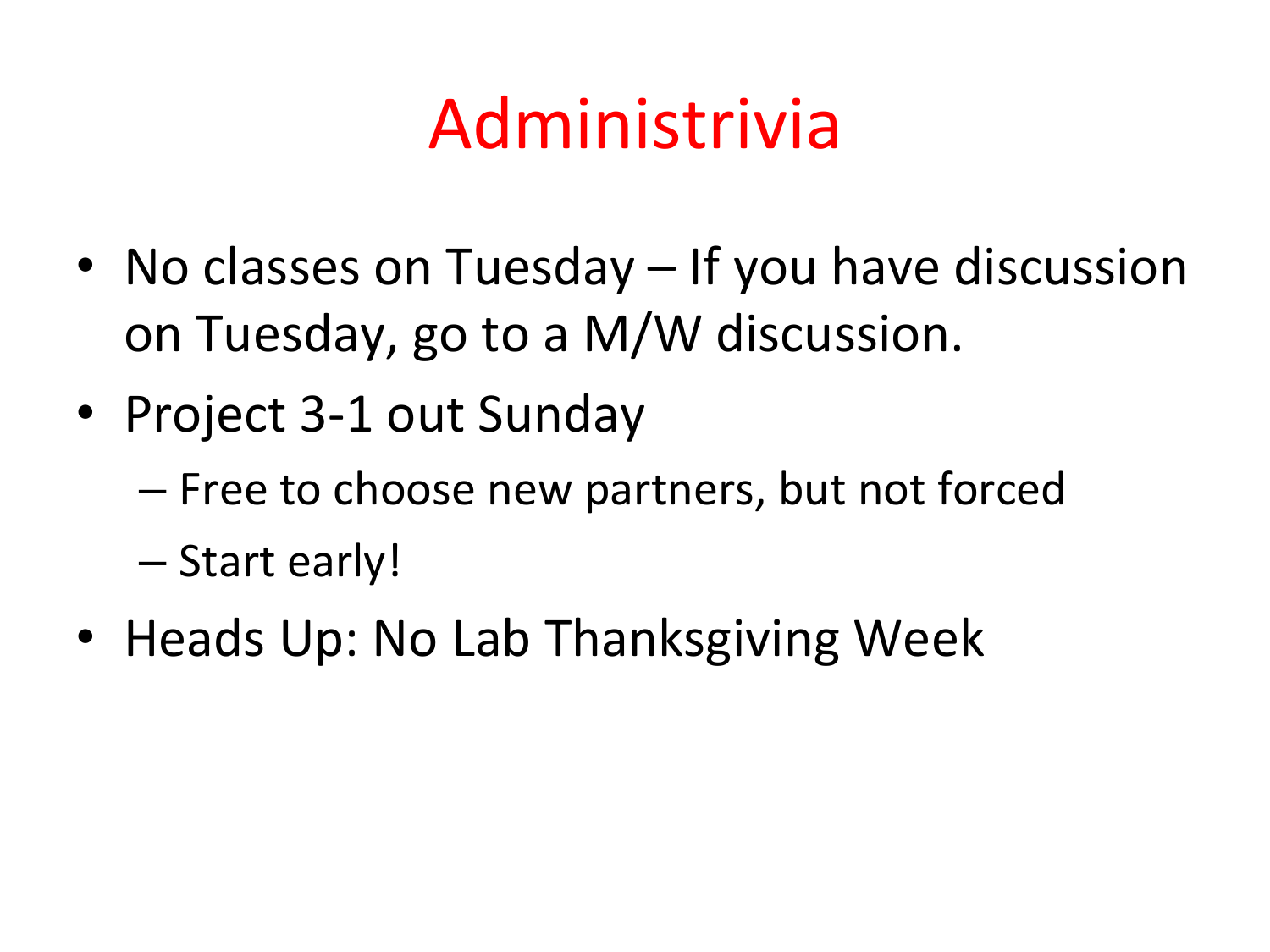# Administrivia

- No classes on Tuesday – If you have discussion on Tuesday, go to a M/W discussion.
- Project 3-1 out Sunday
  - Free to choose new partners, but not forced
  - Start early!
- Heads Up: No Lab Thanksgiving Week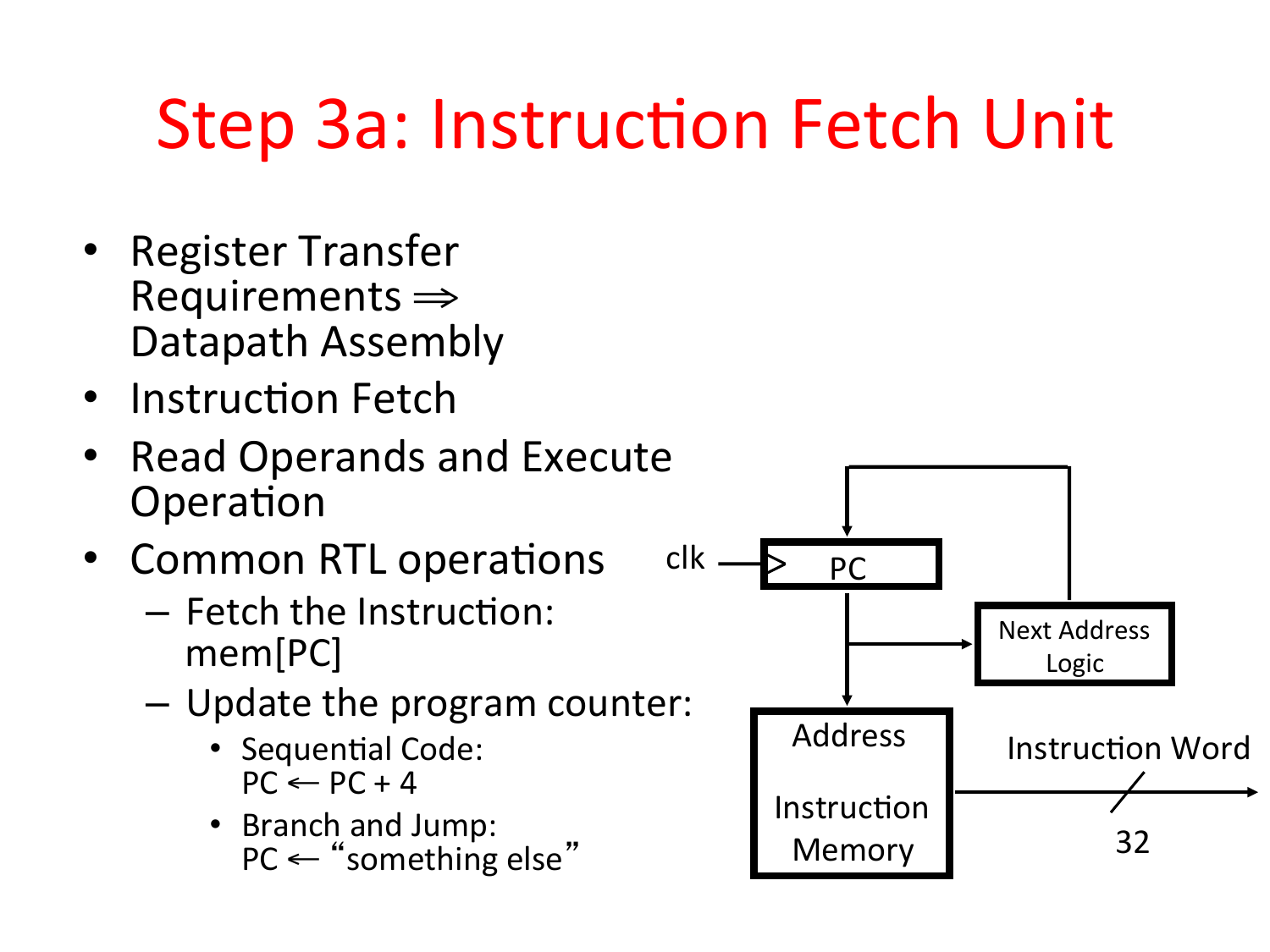# Step 3a: Instruction Fetch Unit

- Register Transfer Requirements ⇒ Datapath Assembly
- Instruction Fetch
- Read Operands and Execute Operation
- Common RTL operations
  - Fetch the Instruction: mem[PC]
  - Update the program counter:
    - Sequential Code: PC ← PC + 4
    - Branch and Jump: PC ← "something else"

clk

PC

Next Address Logic

Address

Instruction Memory

Instruction Word

32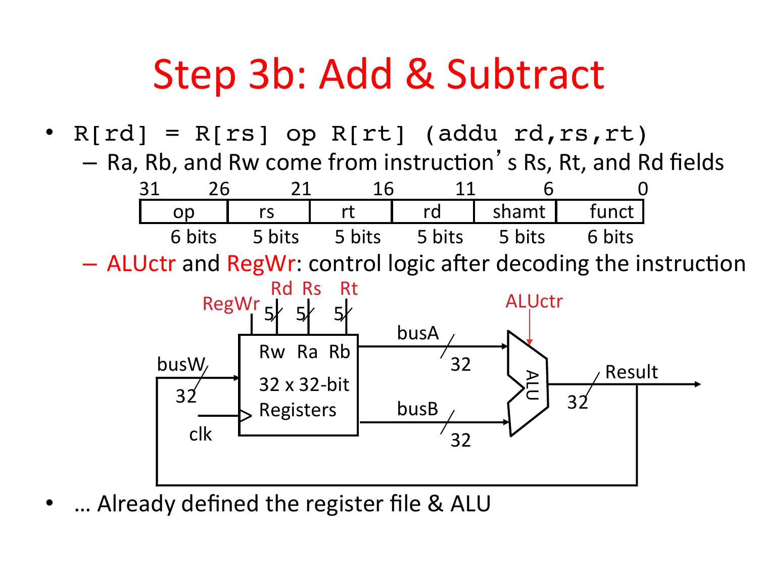# Step 3b: Add & Subtract

- `R[rd] = R[rs] op R[rt] (addu rd,rs,rt)`
  - Ra, Rb, and Rw come from instruction's Rs, Rt, and Rd fields

| 31 – 26 | 25 – 21 | 20 – 16 | 15 – 11 | 10 – 6 | 5 – 0 |
|---|---|---|---|---|---|
| op | rs | rt | rd | shamt | funct |
| 6 bits | 5 bits | 5 bits | 5 bits | 5 bits | 6 bits |

  - ALUctr and RegWr: control logic after decoding the instruction

- … Already defined the register file & ALU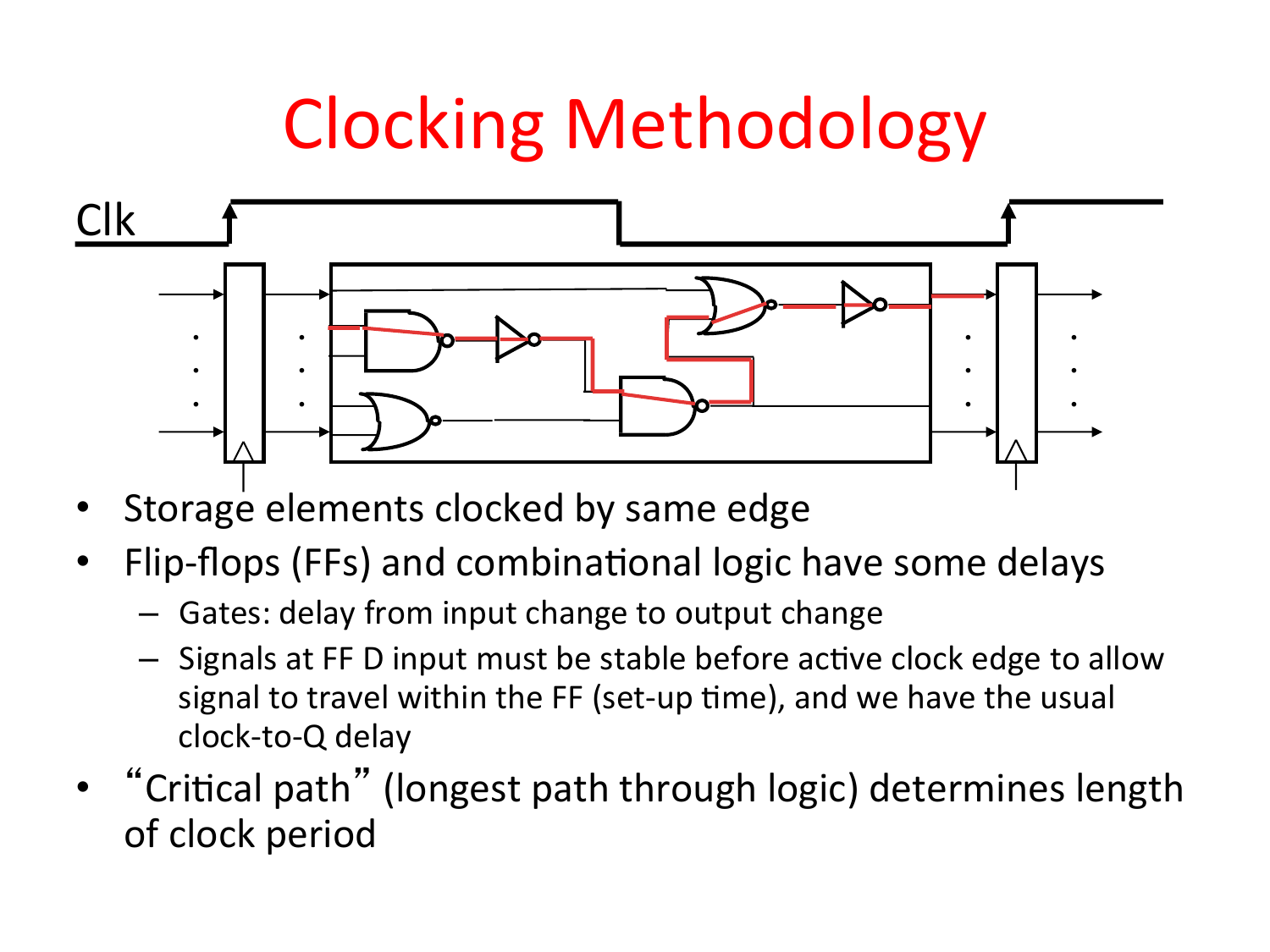# Clocking Methodology

Clk

- Storage elements clocked by same edge
- Flip-flops (FFs) and combinational logic have some delays
  - Gates: delay from input change to output change
  - Signals at FF D input must be stable before active clock edge to allow signal to travel within the FF (set-up time), and we have the usual clock-to-Q delay
- "Critical path" (longest path through logic) determines length of clock period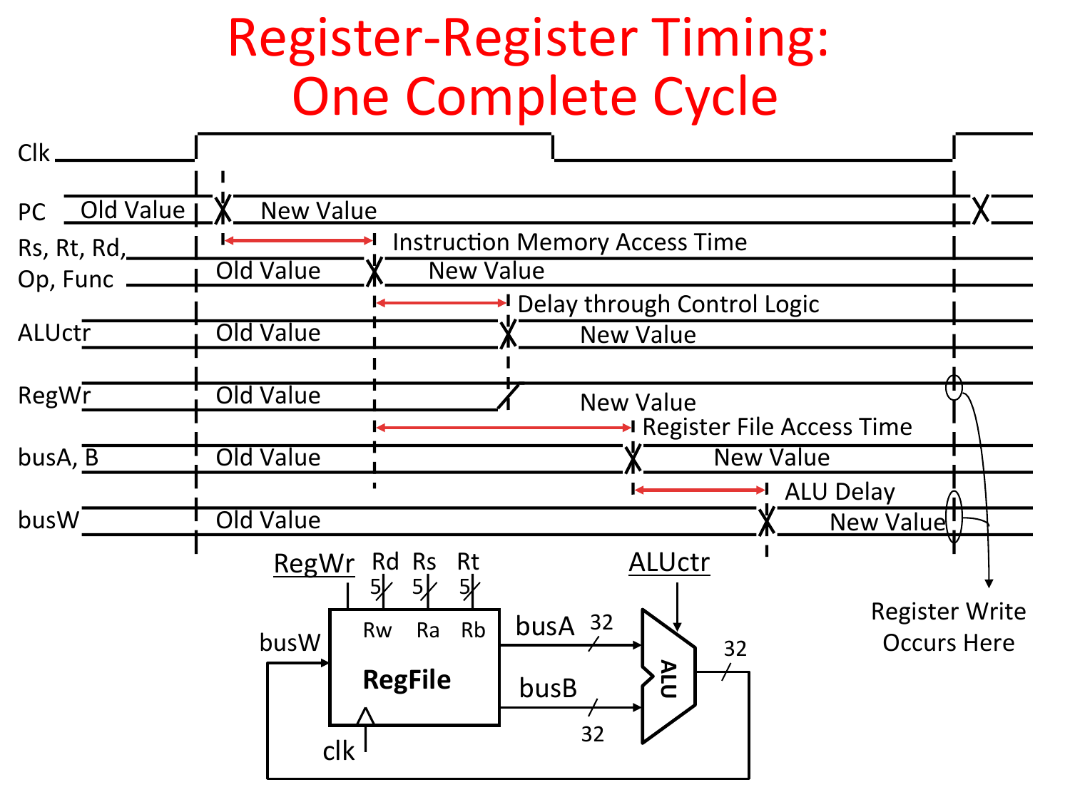# Register-Register Timing: One Complete Cycle

Clk

PC — Old Value | New Value

Rs, Rt, Rd, Op, Func — Old Value | New Value

Instruction Memory Access Time

ALUctr — Old Value | New Value

Delay through Control Logic

RegWr — Old Value | New Value

busA, B — Old Value | New Value

Register File Access Time

busW — Old Value | New Value

ALU Delay

Register Write Occurs Here

RegWr, Rd, Rs, Rt (5 bits each), Rw, Ra, Rb, RegFile, busW, clk, busA (32), busB (32), ALUctr, ALU, 32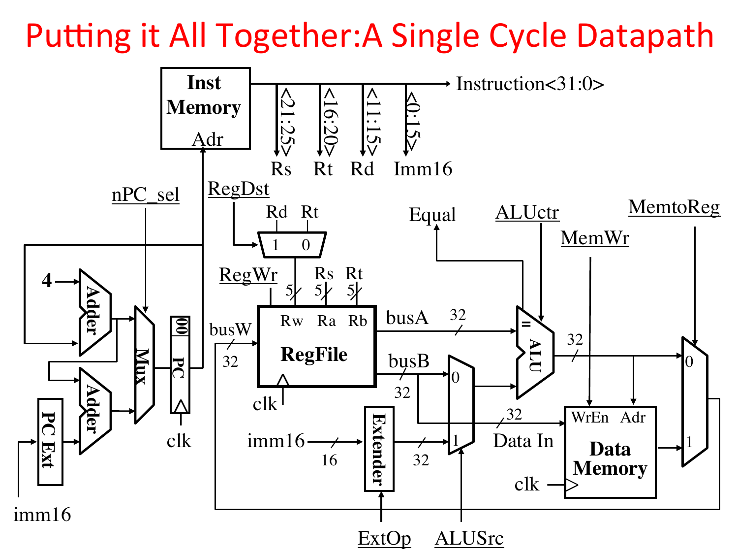# Putting it All Together:A Single Cycle Datapath

Inst Memory

Adr

Instruction<31:0>

<21:25> Rs

<16:20> Rt

<11:15> Rd

<0:15> Imm16

nPC_sel

RegDst

Rd Rt

1 0

Equal

ALUctr

MemtoReg

MemWr

4

Adder

Adder

Mux

00

PC

clk

PC Ext

imm16

RegWr

5 5 5

Rs Rt

Rw Ra Rb

busW

32

RegFile

clk

busA

32

busB

32

0

1

ALU

32

imm16

16

Extender

32

32

Data In

WrEn Adr

Data Memory

clk

0

1

ExtOp

ALUSrc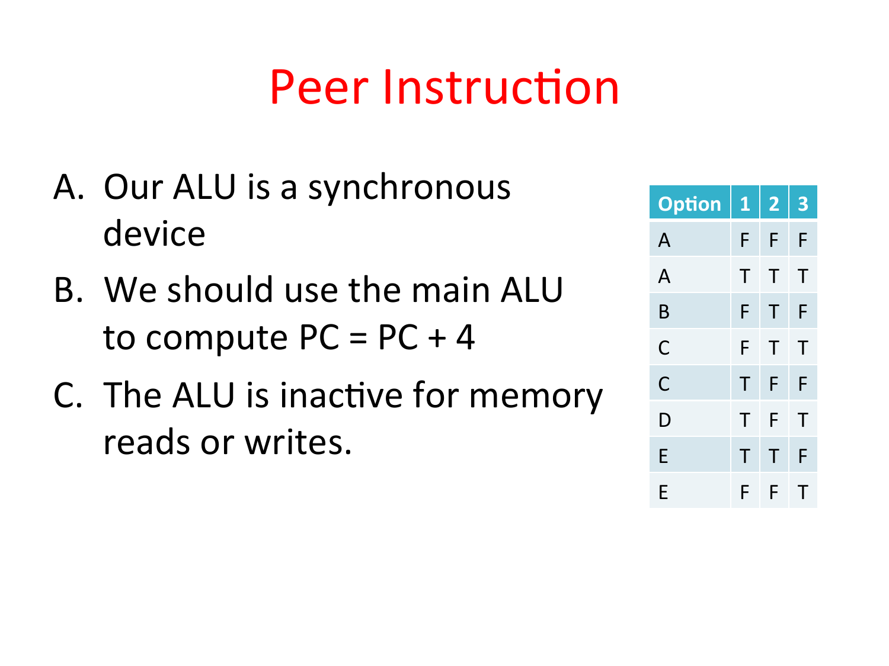# Peer Instruction

A. Our ALU is a synchronous device

B. We should use the main ALU to compute PC = PC + 4

C. The ALU is inactive for memory reads or writes.

| Option | 1 | 2 | 3 |
|---|---|---|---|
| A | F | F | F |
| A | T | T | T |
| B | F | T | F |
| C | F | T | T |
| C | T | F | F |
| D | T | F | T |
| E | T | T | F |
| E | F | F | T |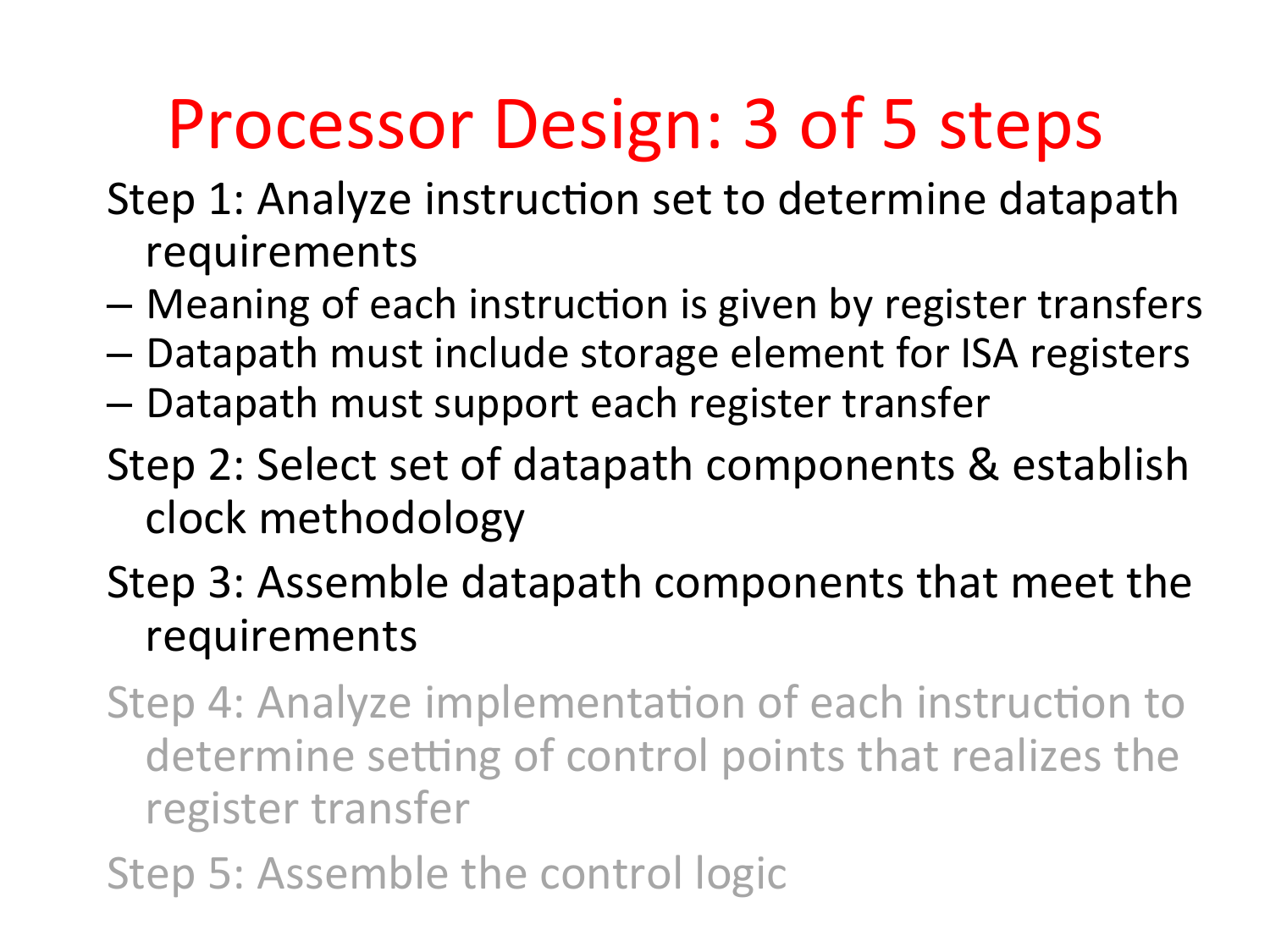# Processor Design: 3 of 5 steps

Step 1: Analyze instruction set to determine datapath requirements

- Meaning of each instruction is given by register transfers
- Datapath must include storage element for ISA registers
- Datapath must support each register transfer

Step 2: Select set of datapath components & establish clock methodology

Step 3: Assemble datapath components that meet the requirements

Step 4: Analyze implementation of each instruction to determine setting of control points that realizes the register transfer

Step 5: Assemble the control logic